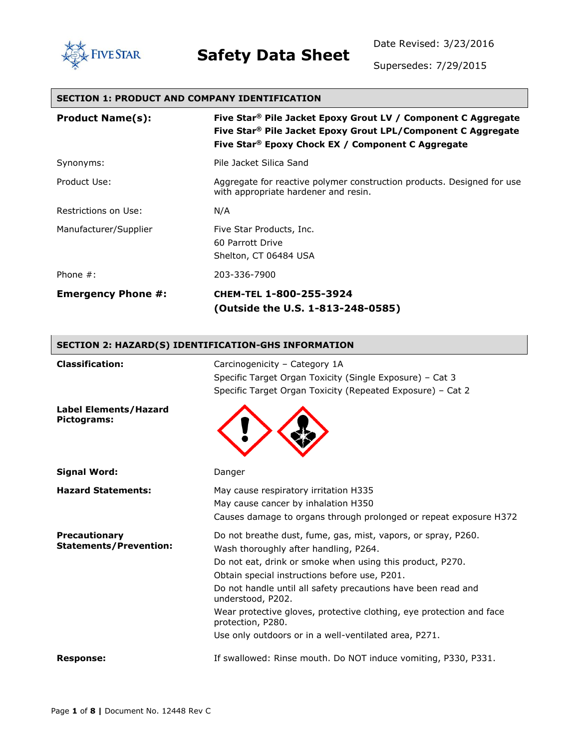Five Star

# Safety Data Sheet

Date Revised: 3/23/2016

Supersedes: 7/29/2015

## SECTION 1: PRODUCT AND COMPANY IDENTIFICATION

| | |
|---|---|
| **Product Name(s):** | **Five Star® Pile Jacket Epoxy Grout LV / Component C Aggregate**<br>**Five Star® Pile Jacket Epoxy Grout LPL/Component C Aggregate**<br>**Five Star® Epoxy Chock EX / Component C Aggregate** |
| Synonyms: | Pile Jacket Silica Sand |
| Product Use: | Aggregate for reactive polymer construction products. Designed for use with appropriate hardener and resin. |
| Restrictions on Use: | N/A |
| Manufacturer/Supplier | Five Star Products, Inc.<br>60 Parrott Drive<br>Shelton, CT 06484 USA |
| Phone #: | 203-336-7900 |
| **Emergency Phone #:** | **CHEM-TEL 1-800-255-3924**<br>**(Outside the U.S. 1-813-248-0585)** |

## SECTION 2: HAZARD(S) IDENTIFICATION-GHS INFORMATION

| | |
|---|---|
| **Classification:** | Carcinogenicity – Category 1A<br>Specific Target Organ Toxicity (Single Exposure) – Cat 3<br>Specific Target Organ Toxicity (Repeated Exposure) – Cat 2 |
| **Label Elements/Hazard Pictograms:** | |
| **Signal Word:** | Danger |
| **Hazard Statements:** | May cause respiratory irritation H335<br>May cause cancer by inhalation H350<br>Causes damage to organs through prolonged or repeat exposure H372 |
| **Precautionary Statements/Prevention:** | Do not breathe dust, fume, gas, mist, vapors, or spray, P260.<br>Wash thoroughly after handling, P264.<br>Do not eat, drink or smoke when using this product, P270.<br>Obtain special instructions before use, P201.<br>Do not handle until all safety precautions have been read and understood, P202.<br>Wear protective gloves, protective clothing, eye protection and face protection, P280.<br>Use only outdoors or in a well-ventilated area, P271. |
| **Response:** | If swallowed: Rinse mouth. Do NOT induce vomiting, P330, P331. |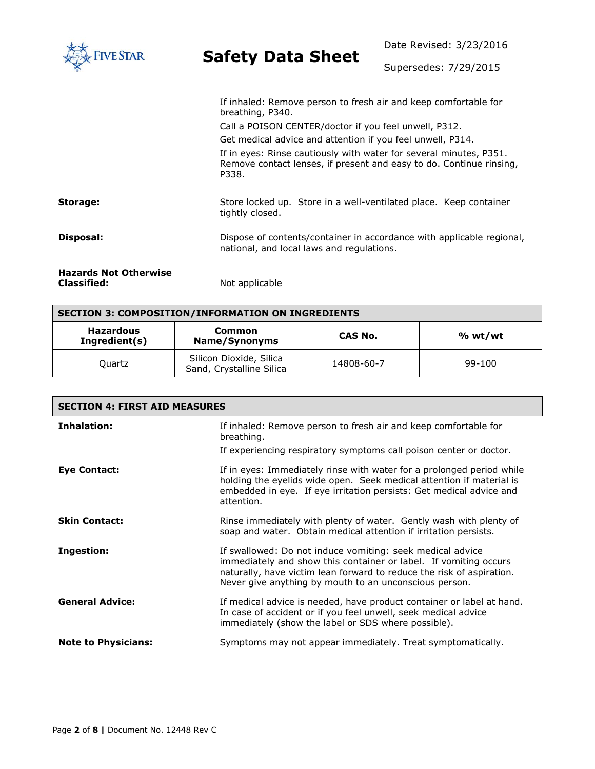If inhaled: Remove person to fresh air and keep comfortable for breathing, P340.

Call a POISON CENTER/doctor if you feel unwell, P312.

Get medical advice and attention if you feel unwell, P314.

If in eyes: Rinse cautiously with water for several minutes, P351. Remove contact lenses, if present and easy to do. Continue rinsing, P338.

**Storage:** Store locked up. Store in a well-ventilated place. Keep container tightly closed.

**Disposal:** Dispose of contents/container in accordance with applicable regional, national, and local laws and regulations.

**Hazards Not Otherwise Classified:** Not applicable

## SECTION 3: COMPOSITION/INFORMATION ON INGREDIENTS

| Hazardous Ingredient(s) | Common Name/Synonyms | CAS No. | % wt/wt |
|---|---|---|---|
| Quartz | Silicon Dioxide, Silica Sand, Crystalline Silica | 14808-60-7 | 99-100 |

## SECTION 4: FIRST AID MEASURES

**Inhalation:** If inhaled: Remove person to fresh air and keep comfortable for breathing.

If experiencing respiratory symptoms call poison center or doctor.

**Eye Contact:** If in eyes: Immediately rinse with water for a prolonged period while holding the eyelids wide open. Seek medical attention if material is embedded in eye. If eye irritation persists: Get medical advice and attention.

**Skin Contact:** Rinse immediately with plenty of water. Gently wash with plenty of soap and water. Obtain medical attention if irritation persists.

**Ingestion:** If swallowed: Do not induce vomiting: seek medical advice immediately and show this container or label. If vomiting occurs naturally, have victim lean forward to reduce the risk of aspiration. Never give anything by mouth to an unconscious person.

**General Advice:** If medical advice is needed, have product container or label at hand. In case of accident or if you feel unwell, seek medical advice immediately (show the label or SDS where possible).

**Note to Physicians:** Symptoms may not appear immediately. Treat symptomatically.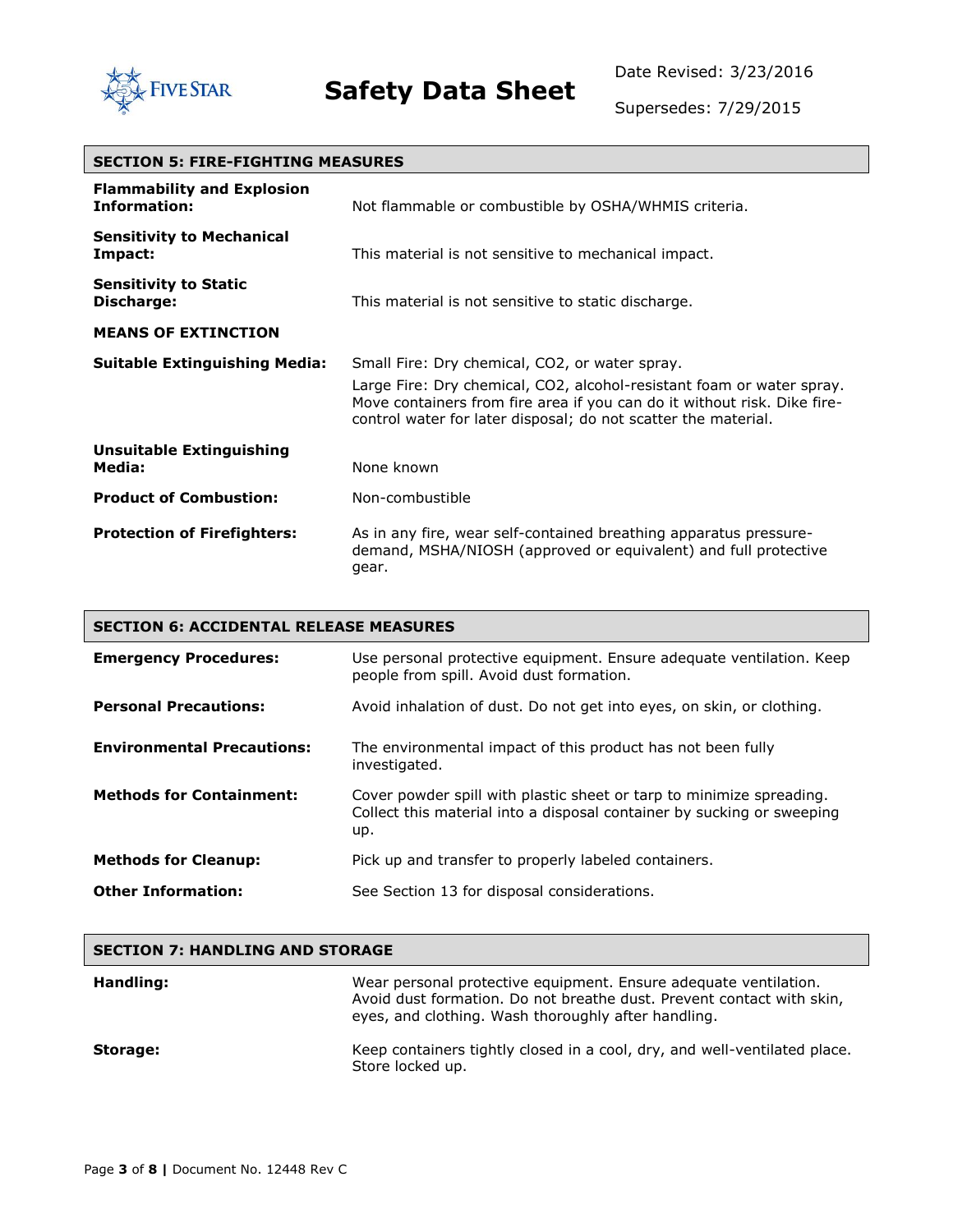## SECTION 5: FIRE-FIGHTING MEASURES

| | |
|---|---|
| **Flammability and Explosion Information:** | Not flammable or combustible by OSHA/WHMIS criteria. |
| **Sensitivity to Mechanical Impact:** | This material is not sensitive to mechanical impact. |
| **Sensitivity to Static Discharge:** | This material is not sensitive to static discharge. |

**MEANS OF EXTINCTION**

| | |
|---|---|
| **Suitable Extinguishing Media:** | Small Fire: Dry chemical, $CO_2$, or water spray. Large Fire: Dry chemical, $CO_2$, alcohol-resistant foam or water spray. Move containers from fire area if you can do it without risk. Dike fire-control water for later disposal; do not scatter the material. |
| **Unsuitable Extinguishing Media:** | None known |
| **Product of Combustion:** | Non-combustible |
| **Protection of Firefighters:** | As in any fire, wear self-contained breathing apparatus pressure-demand, MSHA/NIOSH (approved or equivalent) and full protective gear. |

## SECTION 6: ACCIDENTAL RELEASE MEASURES

| | |
|---|---|
| **Emergency Procedures:** | Use personal protective equipment. Ensure adequate ventilation. Keep people from spill. Avoid dust formation. |
| **Personal Precautions:** | Avoid inhalation of dust. Do not get into eyes, on skin, or clothing. |
| **Environmental Precautions:** | The environmental impact of this product has not been fully investigated. |
| **Methods for Containment:** | Cover powder spill with plastic sheet or tarp to minimize spreading. Collect this material into a disposal container by sucking or sweeping up. |
| **Methods for Cleanup:** | Pick up and transfer to properly labeled containers. |
| **Other Information:** | See Section 13 for disposal considerations. |

## SECTION 7: HANDLING AND STORAGE

| | |
|---|---|
| **Handling:** | Wear personal protective equipment. Ensure adequate ventilation. Avoid dust formation. Do not breathe dust. Prevent contact with skin, eyes, and clothing. Wash thoroughly after handling. |
| **Storage:** | Keep containers tightly closed in a cool, dry, and well-ventilated place. Store locked up. |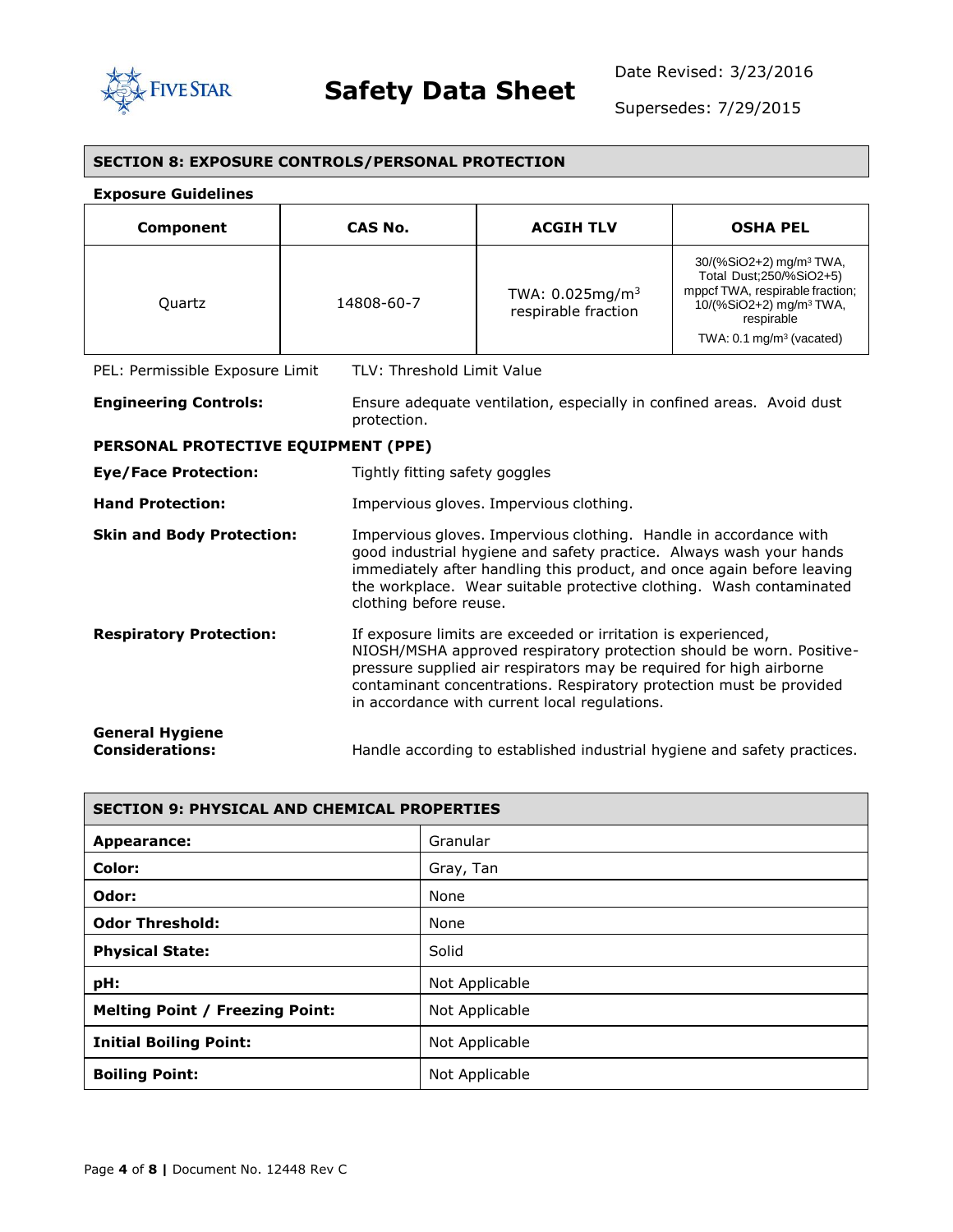## SECTION 8: EXPOSURE CONTROLS/PERSONAL PROTECTION

**Exposure Guidelines**

| Component | CAS No. | ACGIH TLV | OSHA PEL |
|---|---|---|---|
| Quartz | 14808-60-7 | TWA: 0.025mg/m$^3$ respirable fraction | 30/(%SiO2+2) mg/m$^3$ TWA, Total Dust;250/%SiO2+5) mppcf TWA, respirable fraction; 10/(%SiO2+2) mg/m$^3$ TWA, respirable<br>TWA: 0.1 mg/m$^3$ (vacated) |

PEL: Permissible Exposure Limit TLV: Threshold Limit Value

**Engineering Controls:** Ensure adequate ventilation, especially in confined areas. Avoid dust protection.

**PERSONAL PROTECTIVE EQUIPMENT (PPE)**

**Eye/Face Protection:** Tightly fitting safety goggles

**Hand Protection:** Impervious gloves. Impervious clothing.

**Skin and Body Protection:** Impervious gloves. Impervious clothing. Handle in accordance with good industrial hygiene and safety practice. Always wash your hands immediately after handling this product, and once again before leaving the workplace. Wear suitable protective clothing. Wash contaminated clothing before reuse.

**Respiratory Protection:** If exposure limits are exceeded or irritation is experienced, NIOSH/MSHA approved respiratory protection should be worn. Positive-pressure supplied air respirators may be required for high airborne contaminant concentrations. Respiratory protection must be provided in accordance with current local regulations.

**General Hygiene Considerations:** Handle according to established industrial hygiene and safety practices.

## SECTION 9: PHYSICAL AND CHEMICAL PROPERTIES

| | |
|---|---|
| **Appearance:** | Granular |
| **Color:** | Gray, Tan |
| **Odor:** | None |
| **Odor Threshold:** | None |
| **Physical State:** | Solid |
| **pH:** | Not Applicable |
| **Melting Point / Freezing Point:** | Not Applicable |
| **Initial Boiling Point:** | Not Applicable |
| **Boiling Point:** | Not Applicable |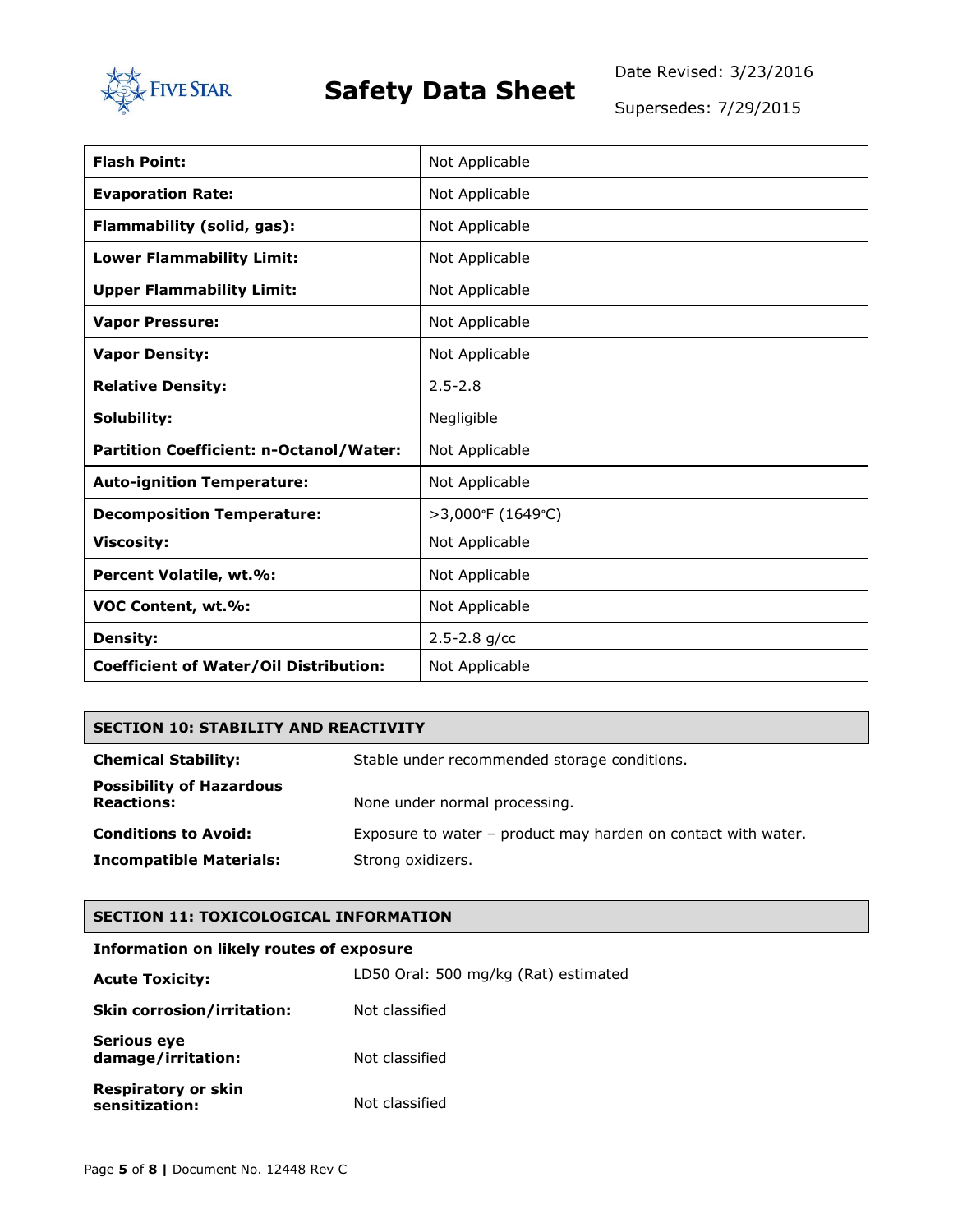| Flash Point: | Not Applicable |
| --- | --- |
| **Evaporation Rate:** | Not Applicable |
| **Flammability (solid, gas):** | Not Applicable |
| **Lower Flammability Limit:** | Not Applicable |
| **Upper Flammability Limit:** | Not Applicable |
| **Vapor Pressure:** | Not Applicable |
| **Vapor Density:** | Not Applicable |
| **Relative Density:** | 2.5-2.8 |
| **Solubility:** | Negligible |
| **Partition Coefficient: n-Octanol/Water:** | Not Applicable |
| **Auto-ignition Temperature:** | Not Applicable |
| **Decomposition Temperature:** | >3,000°F (1649°C) |
| **Viscosity:** | Not Applicable |
| **Percent Volatile, wt.%:** | Not Applicable |
| **VOC Content, wt.%:** | Not Applicable |
| **Density:** | 2.5-2.8 g/cc |
| **Coefficient of Water/Oil Distribution:** | Not Applicable |

## SECTION 10: STABILITY AND REACTIVITY

**Chemical Stability:** Stable under recommended storage conditions.

**Possibility of Hazardous Reactions:** None under normal processing.

**Conditions to Avoid:** Exposure to water – product may harden on contact with water.

**Incompatible Materials:** Strong oxidizers.

## SECTION 11: TOXICOLOGICAL INFORMATION

**Information on likely routes of exposure**

**Acute Toxicity:** LD50 Oral: 500 mg/kg (Rat) estimated

**Skin corrosion/irritation:** Not classified

**Serious eye damage/irritation:** Not classified

**Respiratory or skin sensitization:** Not classified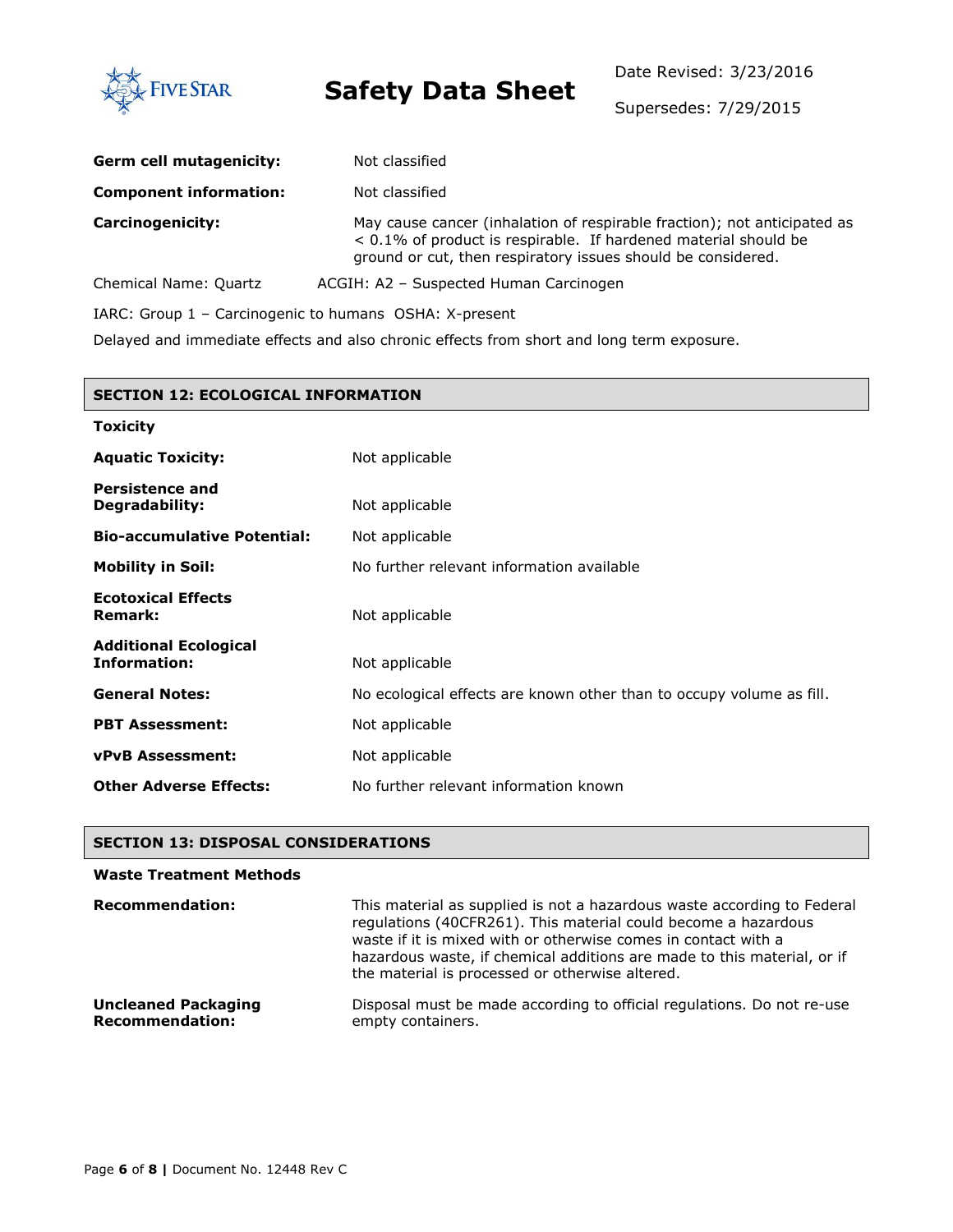**Germ cell mutagenicity:** Not classified

**Component information:** Not classified

**Carcinogenicity:** May cause cancer (inhalation of respirable fraction); not anticipated as < 0.1% of product is respirable. If hardened material should be ground or cut, then respiratory issues should be considered.

Chemical Name: Quartz ACGIH: A2 – Suspected Human Carcinogen

IARC: Group 1 – Carcinogenic to humans OSHA: X-present

Delayed and immediate effects and also chronic effects from short and long term exposure.

## SECTION 12: ECOLOGICAL INFORMATION

**Toxicity**

**Aquatic Toxicity:** Not applicable

**Persistence and Degradability:** Not applicable

**Bio-accumulative Potential:** Not applicable

**Mobility in Soil:** No further relevant information available

**Ecotoxical Effects Remark:** Not applicable

**Additional Ecological Information:** Not applicable

**General Notes:** No ecological effects are known other than to occupy volume as fill.

**PBT Assessment:** Not applicable

**vPvB Assessment:** Not applicable

**Other Adverse Effects:** No further relevant information known

## SECTION 13: DISPOSAL CONSIDERATIONS

**Waste Treatment Methods**

**Recommendation:** This material as supplied is not a hazardous waste according to Federal regulations (40CFR261). This material could become a hazardous waste if it is mixed with or otherwise comes in contact with a hazardous waste, if chemical additions are made to this material, or if the material is processed or otherwise altered.

**Uncleaned Packaging Recommendation:** Disposal must be made according to official regulations. Do not re-use empty containers.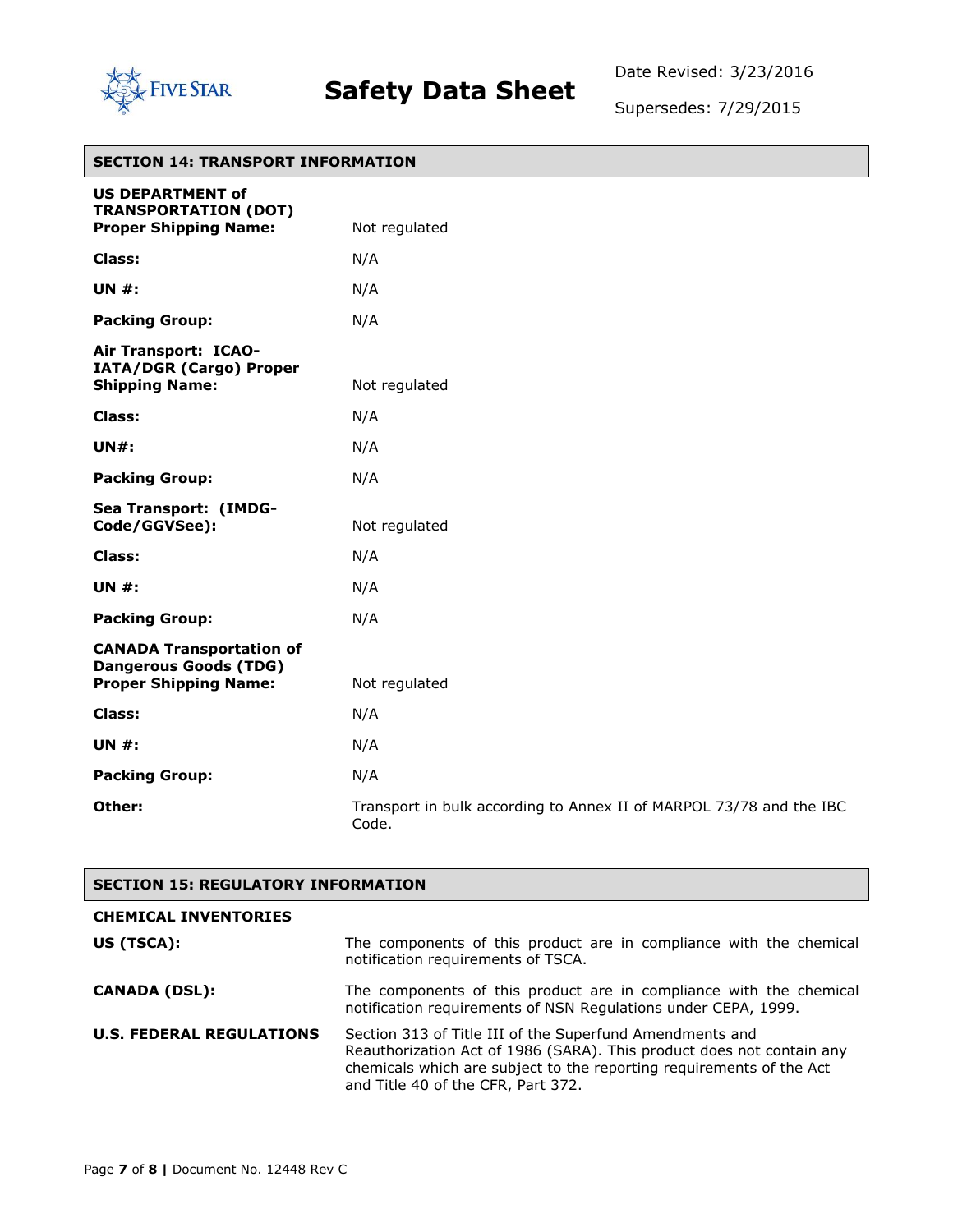## SECTION 14: TRANSPORT INFORMATION

| | |
|---|---|
| **US DEPARTMENT of TRANSPORTATION (DOT) Proper Shipping Name:** | Not regulated |
| **Class:** | N/A |
| **UN #:** | N/A |
| **Packing Group:** | N/A |
| **Air Transport: ICAO-IATA/DGR (Cargo) Proper Shipping Name:** | Not regulated |
| **Class:** | N/A |
| **UN#:** | N/A |
| **Packing Group:** | N/A |
| **Sea Transport: (IMDG-Code/GGVSee):** | Not regulated |
| **Class:** | N/A |
| **UN #:** | N/A |
| **Packing Group:** | N/A |
| **CANADA Transportation of Dangerous Goods (TDG) Proper Shipping Name:** | Not regulated |
| **Class:** | N/A |
| **UN #:** | N/A |
| **Packing Group:** | N/A |
| **Other:** | Transport in bulk according to Annex II of MARPOL 73/78 and the IBC Code. |

## SECTION 15: REGULATORY INFORMATION

**CHEMICAL INVENTORIES**

| | |
|---|---|
| **US (TSCA):** | The components of this product are in compliance with the chemical notification requirements of TSCA. |
| **CANADA (DSL):** | The components of this product are in compliance with the chemical notification requirements of NSN Regulations under CEPA, 1999. |
| **U.S. FEDERAL REGULATIONS** | Section 313 of Title III of the Superfund Amendments and Reauthorization Act of 1986 (SARA). This product does not contain any chemicals which are subject to the reporting requirements of the Act and Title 40 of the CFR, Part 372. |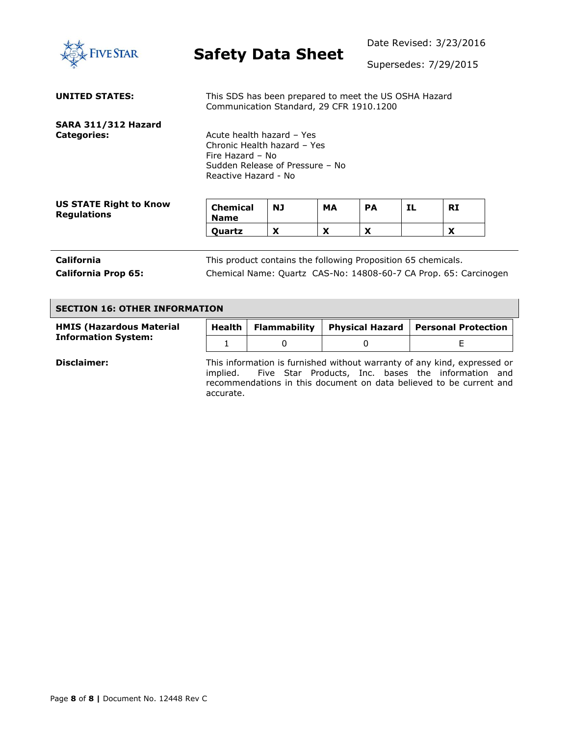**UNITED STATES:** This SDS has been prepared to meet the US OSHA Hazard Communication Standard, 29 CFR 1910.1200

**SARA 311/312 Hazard Categories:**

Acute health hazard – Yes
Chronic Health hazard – Yes
Fire Hazard – No
Sudden Release of Pressure – No
Reactive Hazard - No

**US STATE Right to Know Regulations**

| Chemical Name | NJ | MA | PA | IL | RI |
|---|---|---|---|---|---|
| Quartz | X | X | X | | X |

**California**

**California Prop 65:**

This product contains the following Proposition 65 chemicals.
Chemical Name: Quartz CAS-No: 14808-60-7 CA Prop. 65: Carcinogen

## SECTION 16: OTHER INFORMATION

**HMIS (Hazardous Material Information System:**

| Health | Flammability | Physical Hazard | Personal Protection |
|---|---|---|---|
| 1 | 0 | 0 | E |

**Disclaimer:** This information is furnished without warranty of any kind, expressed or implied. Five Star Products, Inc. bases the information and recommendations in this document on data believed to be current and accurate.